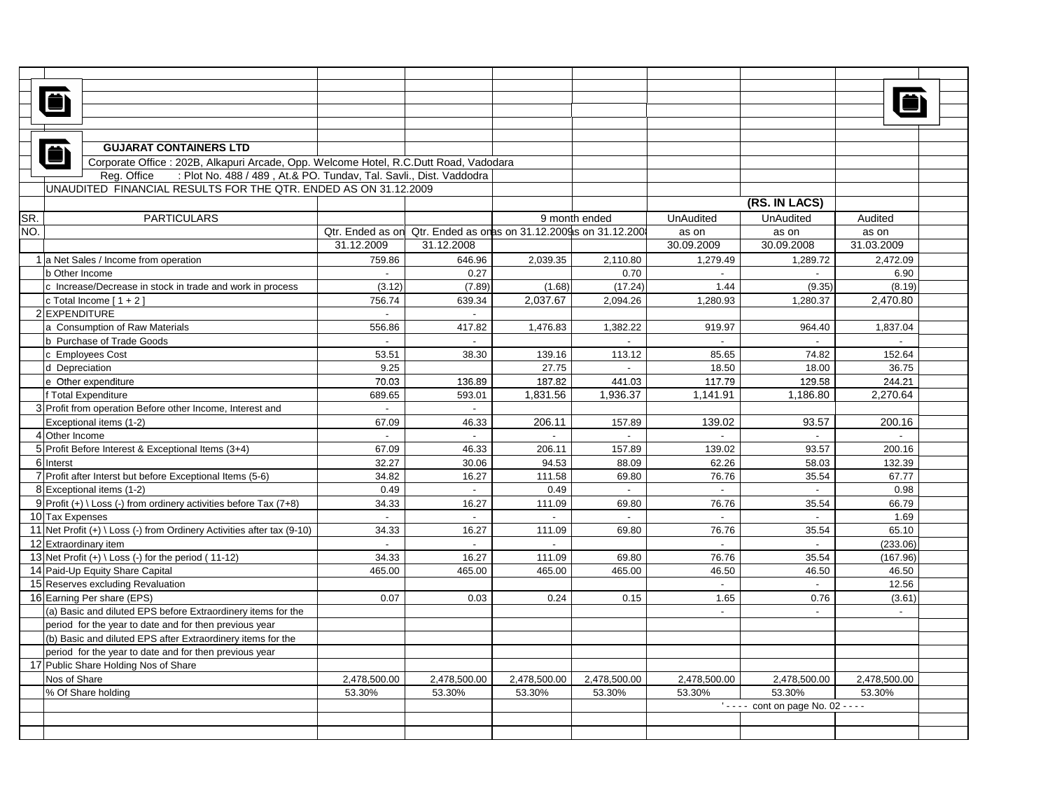**GUJARAT CONTAINERS LTD**

Corporate Office : 202B, Alkapuri Arcade, Opp. Welcome Hotel, R.C.Dutt Road, Vadodara

Reg. Office : Plot No. 488 / 489 , At.& PO. Tundav, Tal. Savli., Dist. Vaddodra

UNAUDITED FINANCIAL RESULTS FOR THE QTR. ENDED AS ON 31.12.2009

(RS. IN LACS)

| SR. NO. | PARTICULARS | Qtr. Ended as on 31.12.2009 | Qtr. Ended as on 31.12.2008 | 9 month ended as on 31.12.2009 | 9 month ended as on 31.12.2008 | UnAudited as on 30.09.2009 | UnAudited as on 30.09.2008 | Audited as on 31.03.2009 |
|---|---|---|---|---|---|---|---|---|
| 1 | a Net Sales / Income from operation | 759.86 | 646.96 | 2,039.35 | 2,110.80 | 1,279.49 | 1,289.72 | 2,472.09 |
| | b Other Income | - | 0.27 | | 0.70 | - | - | 6.90 |
| | c Increase/Decrease in stock in trade and work in process | (3.12) | (7.89) | (1.68) | (17.24) | 1.44 | (9.35) | (8.19) |
| | c Total Income [ 1 + 2 ] | 756.74 | 639.34 | 2,037.67 | 2,094.26 | 1,280.93 | 1,280.37 | 2,470.80 |
| 2 | EXPENDITURE | - | - | | | | | |
| | a Consumption of Raw Materials | 556.86 | 417.82 | 1,476.83 | 1,382.22 | 919.97 | 964.40 | 1,837.04 |
| | b Purchase of Trade Goods | - | - | | - | - | - | - |
| | c Employees Cost | 53.51 | 38.30 | 139.16 | 113.12 | 85.65 | 74.82 | 152.64 |
| | d Depreciation | 9.25 | | 27.75 | - | 18.50 | 18.00 | 36.75 |
| | e Other expenditure | 70.03 | 136.89 | 187.82 | 441.03 | 117.79 | 129.58 | 244.21 |
| | f Total Expenditure | 689.65 | 593.01 | 1,831.56 | 1,936.37 | 1,141.91 | 1,186.80 | 2,270.64 |
| 3 | Profit from operation Before other Income, Interest and Exceptional items (1-2) | 67.09 | 46.33 | 206.11 | 157.89 | 139.02 | 93.57 | 200.16 |
| 4 | Other Income | - | - | - | - | - | - | - |
| 5 | Profit Before Interest & Exceptional Items (3+4) | 67.09 | 46.33 | 206.11 | 157.89 | 139.02 | 93.57 | 200.16 |
| 6 | Interst | 32.27 | 30.06 | 94.53 | 88.09 | 62.26 | 58.03 | 132.39 |
| 7 | Profit after Interst but before Exceptional Items (5-6) | 34.82 | 16.27 | 111.58 | 69.80 | 76.76 | 35.54 | 67.77 |
| 8 | Exceptional items (1-2) | 0.49 | - | 0.49 | - | - | - | 0.98 |
| 9 | Profit (+) \ Loss (-) from ordinary activities before Tax (7+8) | 34.33 | 16.27 | 111.09 | 69.80 | 76.76 | 35.54 | 66.79 |
| 10 | Tax Expenses | - | - | - | - | - | - | 1.69 |
| 11 | Net Profit (+) \ Loss (-) from Ordinery Activities after tax (9-10) | 34.33 | 16.27 | 111.09 | 69.80 | 76.76 | 35.54 | 65.10 |
| 12 | Extraordinary item | - | - | - | | - | - | (233.06) |
| 13 | Net Profit (+) \ Loss (-) for the period ( 11-12) | 34.33 | 16.27 | 111.09 | 69.80 | 76.76 | 35.54 | (167.96) |
| 14 | Paid-Up Equity Share Capital | 465.00 | 465.00 | 465.00 | 465.00 | 46.50 | 46.50 | 46.50 |
| 15 | Reserves excluding Revaluation | | | | | - | - | 12.56 |
| 16 | Earning Per share (EPS) | 0.07 | 0.03 | 0.24 | 0.15 | 1.65 | 0.76 | (3.61) |
| | (a) Basic and diluted EPS before Extraordinery items for the period for the year to date and for then previous year | | | | | - | - | - |
| | (b) Basic and diluted EPS after Extraordinery items for the period for the year to date and for then previous year | | | | | | | |
| 17 | Public Share Holding Nos of Share | | | | | | | |
| | Nos of Share | 2,478,500.00 | 2,478,500.00 | 2,478,500.00 | 2,478,500.00 | 2,478,500.00 | 2,478,500.00 | 2,478,500.00 |
| | % Of Share holding | 53.30% | 53.30% | 53.30% | 53.30% | 53.30% | 53.30% | 53.30% |

'- - - - cont on page No. 02 - - - -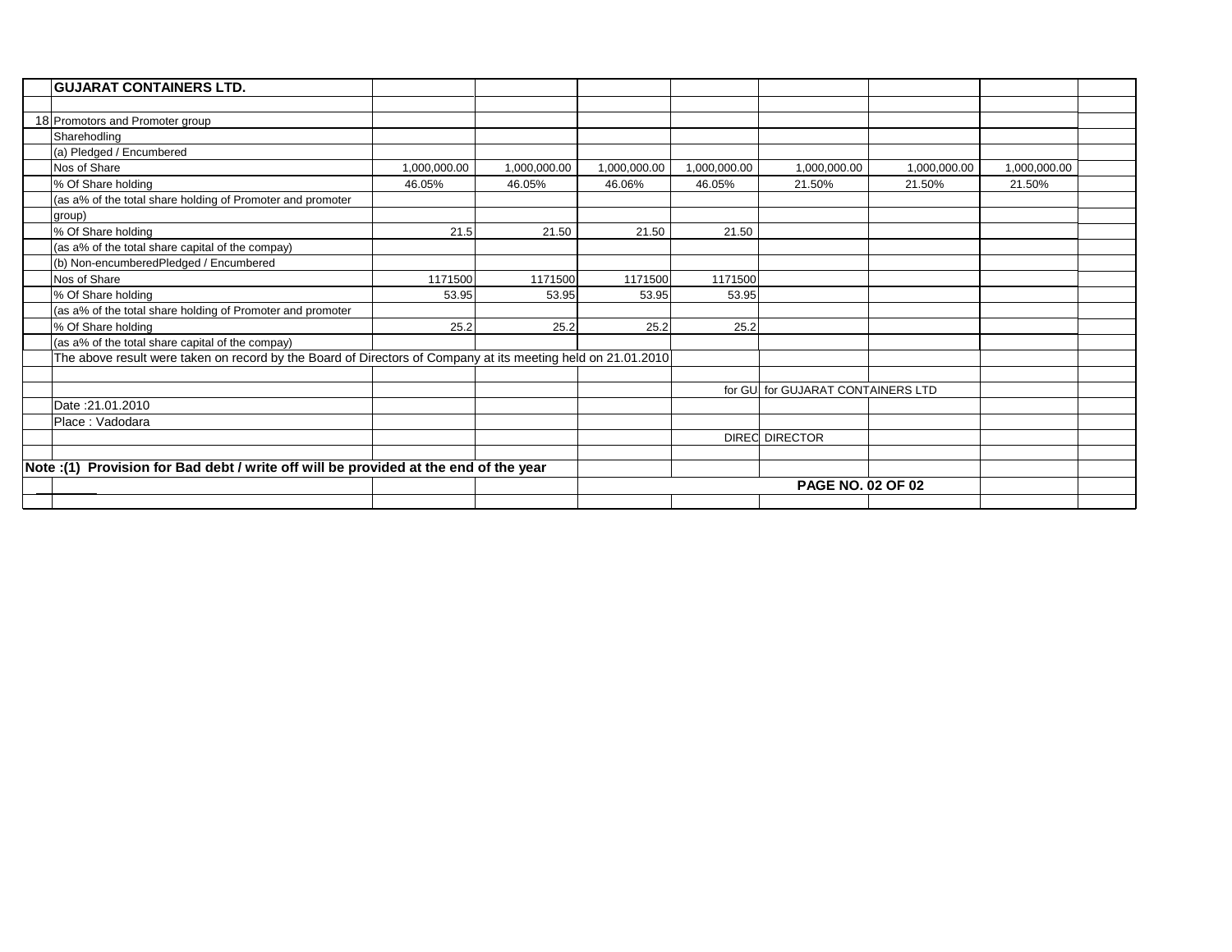## GUJARAT CONTAINERS LTD.

| | | | | | | | | |
|---|---|---|---|---|---|---|---|---|
| 18 | Promotors and Promoter group | | | | | | | |
| | Sharehodling | | | | | | | |
| | (a) Pledged / Encumbered | | | | | | | |
| | Nos of Share | 1,000,000.00 | 1,000,000.00 | 1,000,000.00 | 1,000,000.00 | 1,000,000.00 | 1,000,000.00 | 1,000,000.00 |
| | % Of Share holding | 46.05% | 46.05% | 46.06% | 46.05% | 21.50% | 21.50% | 21.50% |
| | (as a% of the total share holding of Promoter and promoter group) | | | | | | | |
| | % Of Share holding | 21.5 | 21.50 | 21.50 | 21.50 | | | |
| | (as a% of the total share capital of the compay) | | | | | | | |
| | (b) Non-encumberedPledged / Encumbered | | | | | | | |
| | Nos of Share | 1171500 | 1171500 | 1171500 | 1171500 | | | |
| | % Of Share holding | 53.95 | 53.95 | 53.95 | 53.95 | | | |
| | (as a% of the total share holding of Promoter and promoter | | | | | | | |
| | % Of Share holding | 25.2 | 25.2 | 25.2 | 25.2 | | | |
| | (as a% of the total share capital of the compay) | | | | | | | |

The above result were taken on record by the Board of Directors of Company at its meeting held on 21.01.2010

for GUJARAT CONTAINERS LTD

Date :21.01.2010

Place : Vadodara

DIRECTOR

**Note :(1) Provision for Bad debt / write off will be provided at the end of the year**